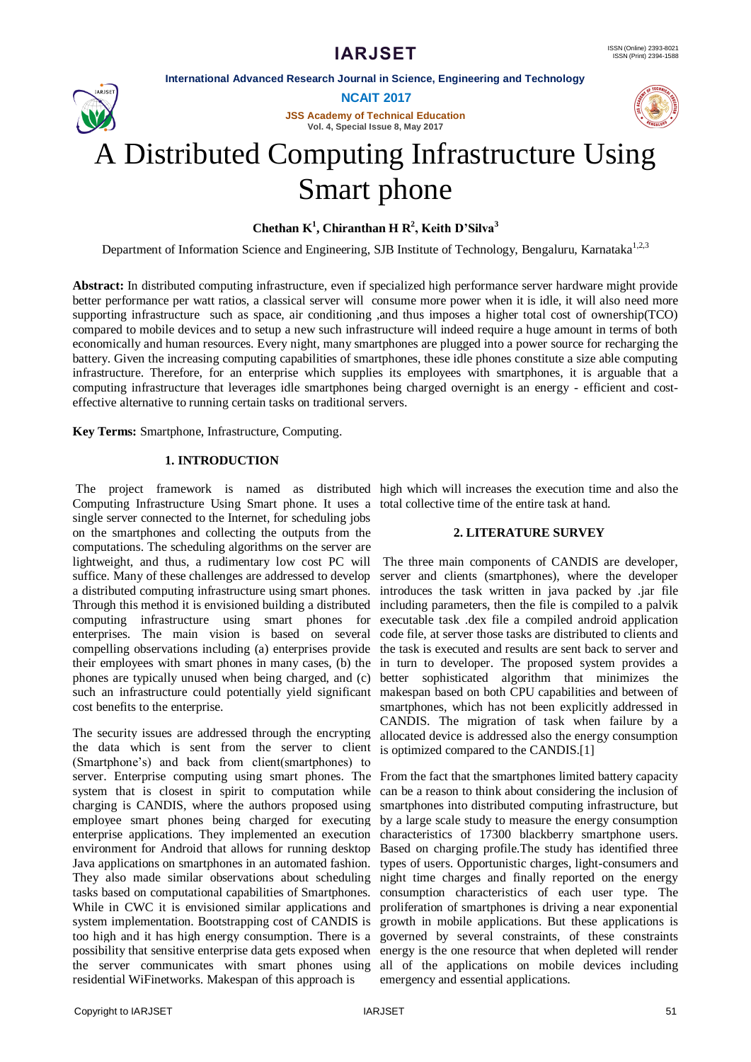# A Distributed Computing Infrastructure Using Smart phone

**Chethan K[1], Chiranthan H R[2], Keith D'Silva[3]**

Department of Information Science and Engineering, SJB Institute of Technology, Bengaluru, Karnataka[1,2,3]

**Abstract:** In distributed computing infrastructure, even if specialized high performance server hardware might provide better performance per watt ratios, a classical server will consume more power when it is idle, it will also need more supporting infrastructure such as space, air conditioning ,and thus imposes a higher total cost of ownership(TCO) compared to mobile devices and to setup a new such infrastructure will indeed require a huge amount in terms of both economically and human resources. Every night, many smartphones are plugged into a power source for recharging the battery. Given the increasing computing capabilities of smartphones, these idle phones constitute a size able computing infrastructure. Therefore, for an enterprise which supplies its employees with smartphones, it is arguable that a computing infrastructure that leverages idle smartphones being charged overnight is an energy - efficient and cost-effective alternative to running certain tasks on traditional servers.

**Key Terms:** Smartphone, Infrastructure, Computing.

## 1. INTRODUCTION

The project framework is named as distributed Computing Infrastructure Using Smart phone. It uses a single server connected to the Internet, for scheduling jobs on the smartphones and collecting the outputs from the computations. The scheduling algorithms on the server are lightweight, and thus, a rudimentary low cost PC will suffice. Many of these challenges are addressed to develop a distributed computing infrastructure using smart phones. Through this method it is envisioned building a distributed computing infrastructure using smart phones for enterprises. The main vision is based on several compelling observations including (a) enterprises provide their employees with smart phones in many cases, (b) the phones are typically unused when being charged, and (c) such an infrastructure could potentially yield significant cost benefits to the enterprise.

The security issues are addressed through the encrypting the data which is sent from the server to client (Smartphone's) and back from client(smartphones) to server. Enterprise computing using smart phones. The system that is closest in spirit to computation while charging is CANDIS, where the authors proposed using employee smart phones being charged for executing enterprise applications. They implemented an execution environment for Android that allows for running desktop Java applications on smartphones in an automated fashion. They also made similar observations about scheduling tasks based on computational capabilities of Smartphones. While in CWC it is envisioned similar applications and system implementation. Bootstrapping cost of CANDIS is too high and it has high energy consumption. There is a possibility that sensitive enterprise data gets exposed when the server communicates with smart phones using residential WiFinetworks. Makespan of this approach is high which will increases the execution time and also the total collective time of the entire task at hand.

## 2. LITERATURE SURVEY

The three main components of CANDIS are developer, server and clients (smartphones), where the developer introduces the task written in java packed by .jar file including parameters, then the file is compiled to a palvik executable task .dex file a compiled android application code file, at server those tasks are distributed to clients and the task is executed and results are sent back to server and in turn to developer. The proposed system provides a better sophisticated algorithm that minimizes the makespan based on both CPU capabilities and between of smartphones, which has not been explicitly addressed in CANDIS. The migration of task when failure by a allocated device is addressed also the energy consumption is optimized compared to the CANDIS.[1]

From the fact that the smartphones limited battery capacity can be a reason to think about considering the inclusion of smartphones into distributed computing infrastructure, but by a large scale study to measure the energy consumption characteristics of 17300 blackberry smartphone users. Based on charging profile.The study has identified three types of users. Opportunistic charges, light-consumers and night time charges and finally reported on the energy consumption characteristics of each user type. The proliferation of smartphones is driving a near exponential growth in mobile applications. But these applications is governed by several constraints, of these constraints energy is the one resource that when depleted will render all of the applications on mobile devices including emergency and essential applications.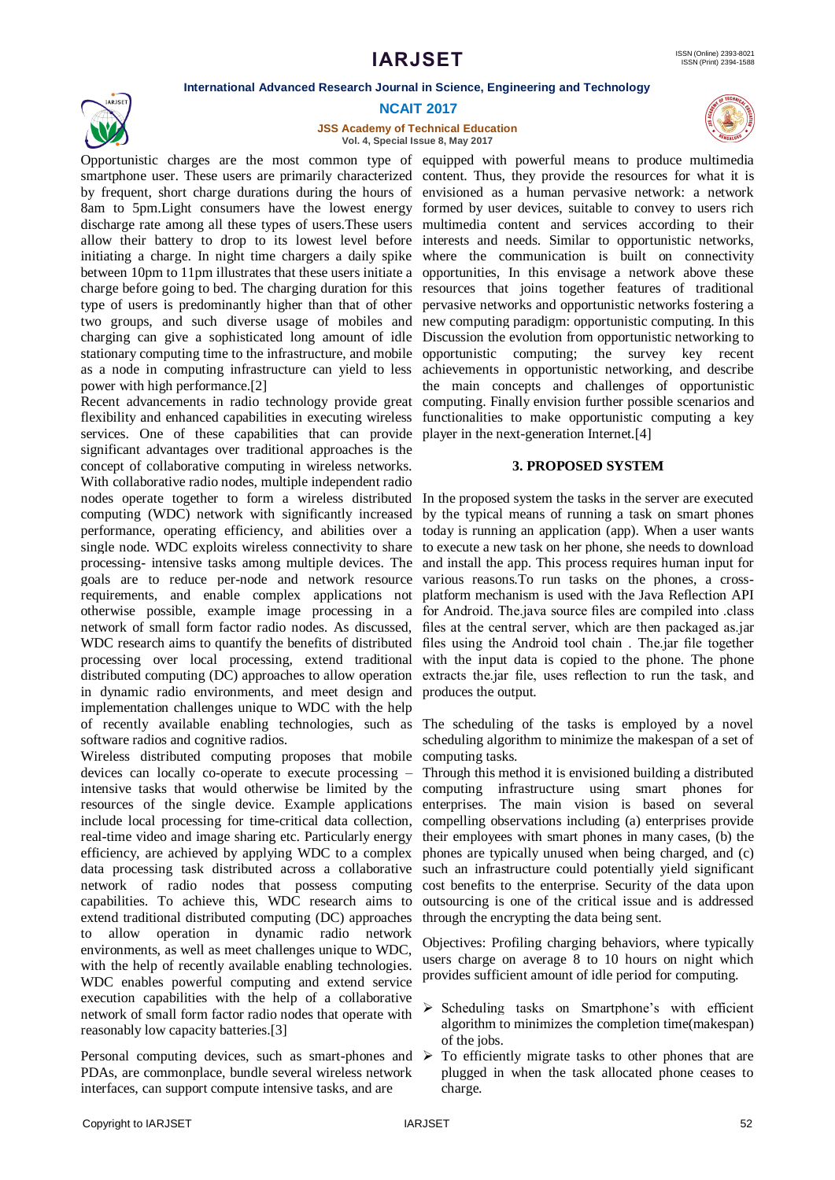Opportunistic charges are the most common type of smartphone user. These users are primarily characterized by frequent, short charge durations during the hours of 8am to 5pm.Light consumers have the lowest energy discharge rate among all these types of users.These users allow their battery to drop to its lowest level before initiating a charge. In night time chargers a daily spike between 10pm to 11pm illustrates that these users initiate a charge before going to bed. The charging duration for this type of users is predominantly higher than that of other two groups, and such diverse usage of mobiles and charging can give a sophisticated long amount of idle stationary computing time to the infrastructure, and mobile as a node in computing infrastructure can yield to less power with high performance.[2]

Recent advancements in radio technology provide great flexibility and enhanced capabilities in executing wireless services. One of these capabilities that can provide significant advantages over traditional approaches is the concept of collaborative computing in wireless networks. With collaborative radio nodes, multiple independent radio nodes operate together to form a wireless distributed computing (WDC) network with significantly increased performance, operating efficiency, and abilities over a single node. WDC exploits wireless connectivity to share processing- intensive tasks among multiple devices. The goals are to reduce per-node and network resource requirements, and enable complex applications not otherwise possible, example image processing in a network of small form factor radio nodes. As discussed, WDC research aims to quantify the benefits of distributed processing over local processing, extend traditional distributed computing (DC) approaches to allow operation in dynamic radio environments, and meet design and implementation challenges unique to WDC with the help of recently available enabling technologies, such as software radios and cognitive radios.

Wireless distributed computing proposes that mobile devices can locally co-operate to execute processing – intensive tasks that would otherwise be limited by the resources of the single device. Example applications include local processing for time-critical data collection, real-time video and image sharing etc. Particularly energy efficiency, are achieved by applying WDC to a complex data processing task distributed across a collaborative network of radio nodes that possess computing capabilities. To achieve this, WDC research aims to extend traditional distributed computing (DC) approaches to allow operation in dynamic radio network environments, as well as meet challenges unique to WDC, with the help of recently available enabling technologies. WDC enables powerful computing and extend service execution capabilities with the help of a collaborative network of small form factor radio nodes that operate with reasonably low capacity batteries.[3]

Personal computing devices, such as smart-phones and PDAs, are commonplace, bundle several wireless network interfaces, can support compute intensive tasks, and are equipped with powerful means to produce multimedia content. Thus, they provide the resources for what it is envisioned as a human pervasive network: a network formed by user devices, suitable to convey to users rich multimedia content and services according to their interests and needs. Similar to opportunistic networks, where the communication is built on connectivity opportunities, In this envisage a network above these resources that joins together features of traditional pervasive networks and opportunistic networks fostering a new computing paradigm: opportunistic computing. In this Discussion the evolution from opportunistic networking to opportunistic computing; the survey key recent achievements in opportunistic networking, and describe the main concepts and challenges of opportunistic computing. Finally envision further possible scenarios and functionalities to make opportunistic computing a key player in the next-generation Internet.[4]

## 3. PROPOSED SYSTEM

In the proposed system the tasks in the server are executed by the typical means of running a task on smart phones today is running an application (app). When a user wants to execute a new task on her phone, she needs to download and install the app. This process requires human input for various reasons.To run tasks on the phones, a cross-platform mechanism is used with the Java Reflection API for Android. The.java source files are compiled into .class files at the central server, which are then packaged as.jar files using the Android tool chain . The.jar file together with the input data is copied to the phone. The phone extracts the.jar file, uses reflection to run the task, and produces the output.

The scheduling of the tasks is employed by a novel scheduling algorithm to minimize the makespan of a set of computing tasks.

Through this method it is envisioned building a distributed computing infrastructure using smart phones for enterprises. The main vision is based on several compelling observations including (a) enterprises provide their employees with smart phones in many cases, (b) the phones are typically unused when being charged, and (c) such an infrastructure could potentially yield significant cost benefits to the enterprise. Security of the data upon outsourcing is one of the critical issue and is addressed through the encrypting the data being sent.

Objectives: Profiling charging behaviors, where typically users charge on average 8 to 10 hours on night which provides sufficient amount of idle period for computing.

- Scheduling tasks on Smartphone's with efficient algorithm to minimizes the completion time(makespan) of the jobs.
- To efficiently migrate tasks to other phones that are plugged in when the task allocated phone ceases to charge.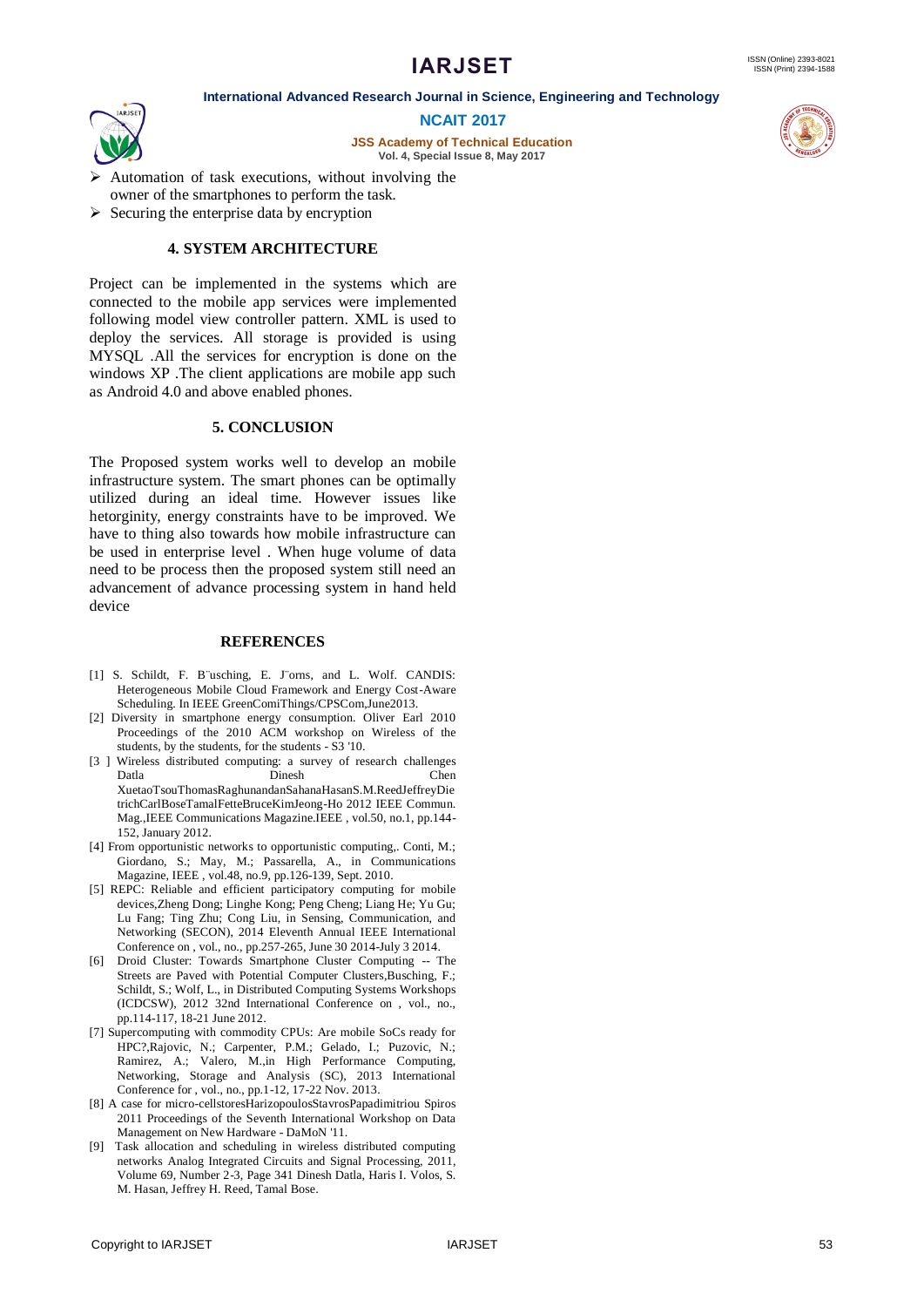- Automation of task executions, without involving the owner of the smartphones to perform the task.
- Securing the enterprise data by encryption

## 4. SYSTEM ARCHITECTURE

Project can be implemented in the systems which are connected to the mobile app services were implemented following model view controller pattern. XML is used to deploy the services. All storage is provided is using MYSQL .All the services for encryption is done on the windows XP .The client applications are mobile app such as Android 4.0 and above enabled phones.

## 5. CONCLUSION

The Proposed system works well to develop an mobile infrastructure system. The smart phones can be optimally utilized during an ideal time. However issues like hetorginity, energy constraints have to be improved. We have to thing also towards how mobile infrastructure can be used in enterprise level . When huge volume of data need to be process then the proposed system still need an advancement of advance processing system in hand held device

## REFERENCES

[1] S. Schildt, F. B¨usching, E. J¨orns, and L. Wolf. CANDIS: Heterogeneous Mobile Cloud Framework and Energy Cost-Aware Scheduling. In IEEE GreenComiThings/CPSCom,June2013.

[2] Diversity in smartphone energy consumption. Oliver Earl 2010 Proceedings of the 2010 ACM workshop on Wireless of the students, by the students, for the students - S3 '10.

[3 ] Wireless distributed computing: a survey of research challenges Datla Dinesh Chen XuetaoTsouThomasRaghunandanSahanaHasanS.M.ReedJeffreyDietrichCarlBoseTamalFetteBruceKimJeong-Ho 2012 IEEE Commun. Mag.,IEEE Communications Magazine.IEEE , vol.50, no.1, pp.144-152, January 2012.

[4] From opportunistic networks to opportunistic computing,. Conti, M.; Giordano, S.; May, M.; Passarella, A., in Communications Magazine, IEEE , vol.48, no.9, pp.126-139, Sept. 2010.

[5] REPC: Reliable and efficient participatory computing for mobile devices,Zheng Dong; Linghe Kong; Peng Cheng; Liang He; Yu Gu; Lu Fang; Ting Zhu; Cong Liu, in Sensing, Communication, and Networking (SECON), 2014 Eleventh Annual IEEE International Conference on , vol., no., pp.257-265, June 30 2014-July 3 2014.

[6] Droid Cluster: Towards Smartphone Cluster Computing -- The Streets are Paved with Potential Computer Clusters,Busching, F.; Schildt, S.; Wolf, L., in Distributed Computing Systems Workshops (ICDCSW), 2012 32nd International Conference on , vol., no., pp.114-117, 18-21 June 2012.

[7] Supercomputing with commodity CPUs: Are mobile SoCs ready for HPC?,Rajovic, N.; Carpenter, P.M.; Gelado, I.; Puzovic, N.; Ramirez, A.; Valero, M.,in High Performance Computing, Networking, Storage and Analysis (SC), 2013 International Conference for , vol., no., pp.1-12, 17-22 Nov. 2013.

[8] A case for micro-cellstoresHarizopoulosStavrosPapadimitriou Spiros 2011 Proceedings of the Seventh International Workshop on Data Management on New Hardware - DaMoN '11.

[9] Task allocation and scheduling in wireless distributed computing networks Analog Integrated Circuits and Signal Processing, 2011, Volume 69, Number 2-3, Page 341 Dinesh Datla, Haris I. Volos, S. M. Hasan, Jeffrey H. Reed, Tamal Bose.